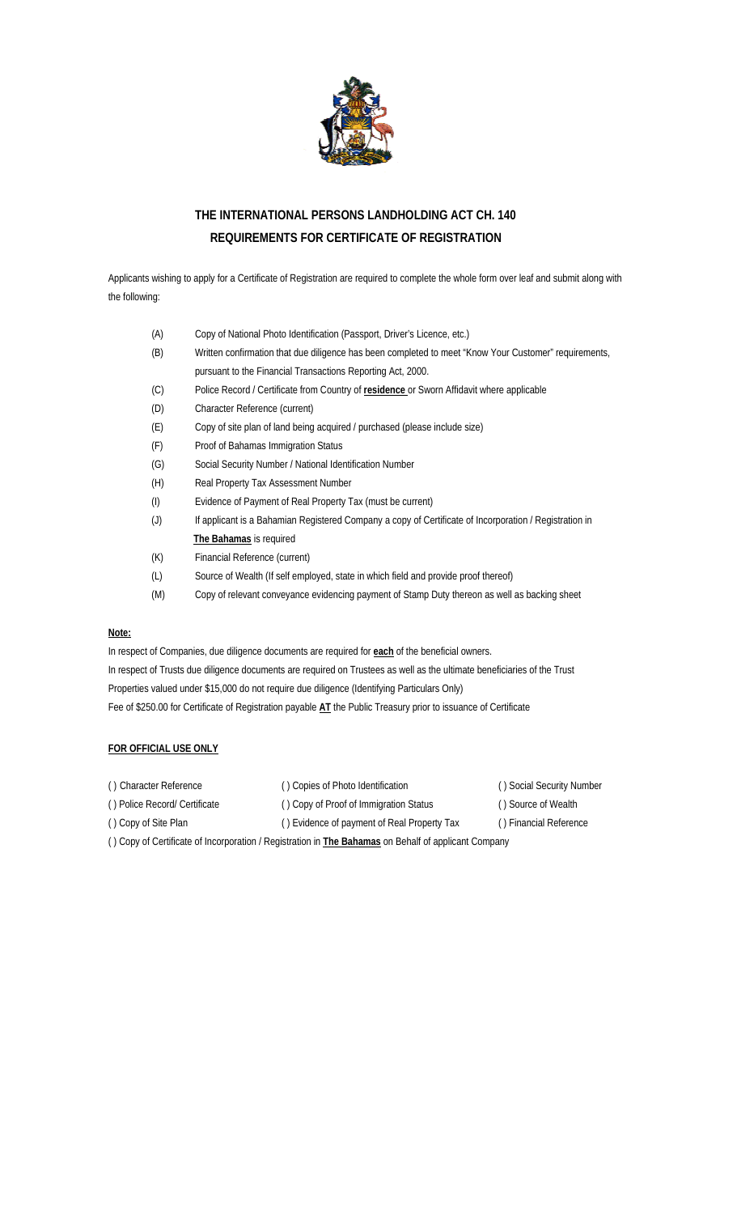# THE INTERNATIONAL PERSONS LANDHOLDING ACT CH. 140
## REQUIREMENTS FOR CERTIFICATE OF REGISTRATION

Applicants wishing to apply for a Certificate of Registration are required to complete the whole form over leaf and submit along with the following:

- (A) Copy of National Photo Identification (Passport, Driver's Licence, etc.)
- (B) Written confirmation that due diligence has been completed to meet "Know Your Customer" requirements, pursuant to the Financial Transactions Reporting Act, 2000.
- (C) Police Record / Certificate from Country of **residence** or Sworn Affidavit where applicable
- (D) Character Reference (current)
- (E) Copy of site plan of land being acquired / purchased (please include size)
- (F) Proof of Bahamas Immigration Status
- (G) Social Security Number / National Identification Number
- (H) Real Property Tax Assessment Number
- (I) Evidence of Payment of Real Property Tax (must be current)
- (J) If applicant is a Bahamian Registered Company a copy of Certificate of Incorporation / Registration in **The Bahamas** is required
- (K) Financial Reference (current)
- (L) Source of Wealth (If self employed, state in which field and provide proof thereof)
- (M) Copy of relevant conveyance evidencing payment of Stamp Duty thereon as well as backing sheet

**Note:**

In respect of Companies, due diligence documents are required for **each** of the beneficial owners.
In respect of Trusts due diligence documents are required on Trustees as well as the ultimate beneficiaries of the Trust
Properties valued under $15,000 do not require due diligence (Identifying Particulars Only)
Fee of $250.00 for Certificate of Registration payable **AT** the Public Treasury prior to issuance of Certificate

**FOR OFFICIAL USE ONLY**

| | | |
|---|---|---|
| ( ) Character Reference | ( ) Copies of Photo Identification | ( ) Social Security Number |
| ( ) Police Record/ Certificate | ( ) Copy of Proof of Immigration Status | ( ) Source of Wealth |
| ( ) Copy of Site Plan | ( ) Evidence of payment of Real Property Tax | ( ) Financial Reference |

( ) Copy of Certificate of Incorporation / Registration in **The Bahamas** on Behalf of applicant Company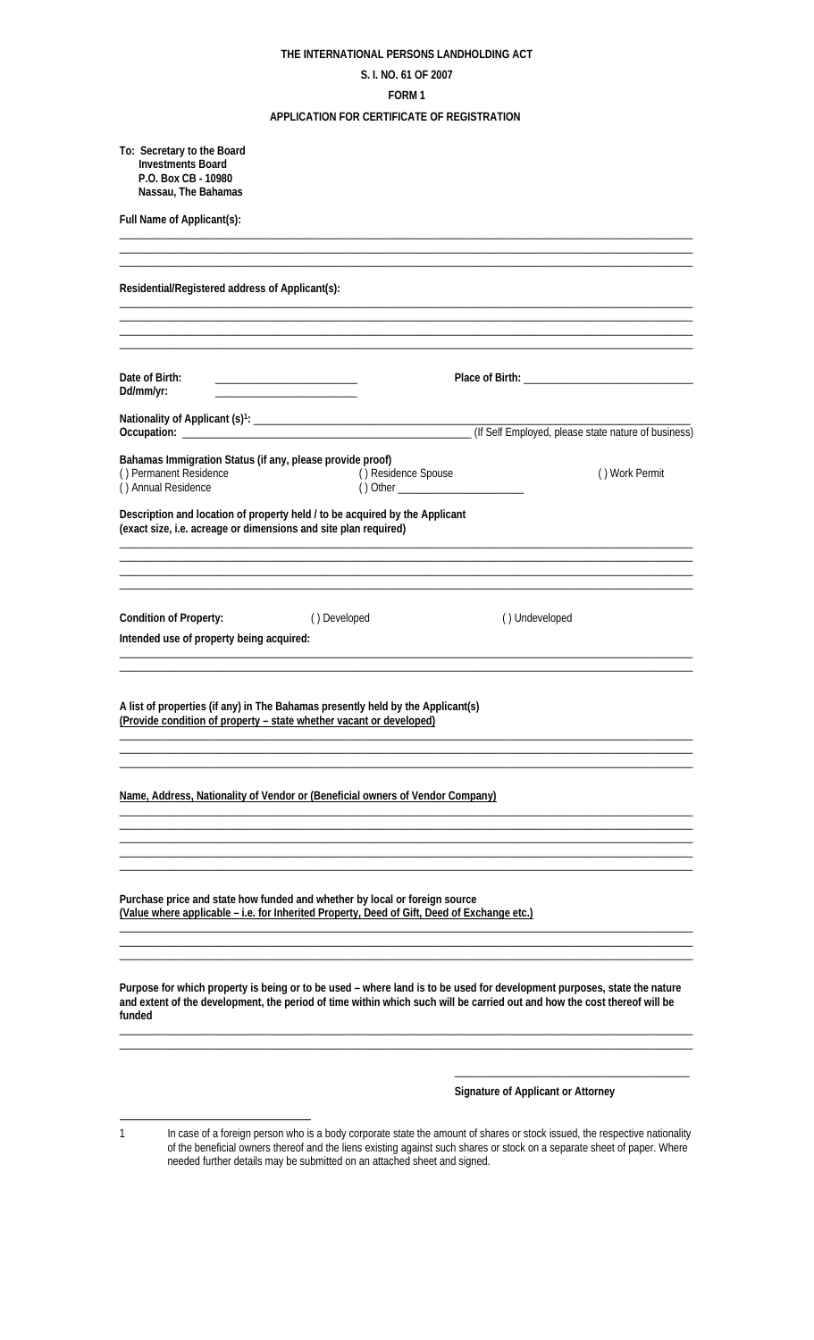**THE INTERNATIONAL PERSONS LANDHOLDING ACT**

**S. I. NO. 61 OF 2007**

**FORM 1**

**APPLICATION FOR CERTIFICATE OF REGISTRATION**

**To: Secretary to the Board**
**Investments Board**
**P.O. Box CB - 10980**
**Nassau, The Bahamas**

**Full Name of Applicant(s):**

______________________________________________________________________________
______________________________________________________________________________
______________________________________________________________________________

**Residential/Registered address of Applicant(s):**

______________________________________________________________________________
______________________________________________________________________________
______________________________________________________________________________
______________________________________________________________________________

**Date of Birth:** ________________________ **Place of Birth:** ____________________________
**Dd/mm/yr:** ________________________

**Nationality of Applicant (s)[1]:** ______________________________________________________________
**Occupation:** __________________________________________ (If Self Employed, please state nature of business)

**Bahamas Immigration Status (if any, please provide proof)**
( ) Permanent Residence ( ) Residence Spouse ( ) Work Permit
( ) Annual Residence ( ) Other ______________________

**Description and location of property held / to be acquired by the Applicant**
**(exact size, i.e. acreage or dimensions and site plan required)**

______________________________________________________________________________
______________________________________________________________________________
______________________________________________________________________________
______________________________________________________________________________

**Condition of Property:** ( ) Developed ( ) Undeveloped

**Intended use of property being acquired:**

______________________________________________________________________________
______________________________________________________________________________

**A list of properties (if any) in The Bahamas presently held by the Applicant(s)**
**(Provide condition of property – state whether vacant or developed)**

______________________________________________________________________________
______________________________________________________________________________
______________________________________________________________________________

**Name, Address, Nationality of Vendor or (Beneficial owners of Vendor Company)**

______________________________________________________________________________
______________________________________________________________________________
______________________________________________________________________________
______________________________________________________________________________
______________________________________________________________________________

**Purchase price and state how funded and whether by local or foreign source**
**(Value where applicable – i.e. for Inherited Property, Deed of Gift, Deed of Exchange etc.)**

______________________________________________________________________________
______________________________________________________________________________
______________________________________________________________________________

**Purpose for which property is being or to be used – where land is to be used for development purposes, state the nature and extent of the development, the period of time within which such will be carried out and how the cost thereof will be funded**

______________________________________________________________________________
______________________________________________________________________________

__________________________________________
**Signature of Applicant or Attorney**

---

1 In case of a foreign person who is a body corporate state the amount of shares or stock issued, the respective nationality of the beneficial owners thereof and the liens existing against such shares or stock on a separate sheet of paper. Where needed further details may be submitted on an attached sheet and signed.